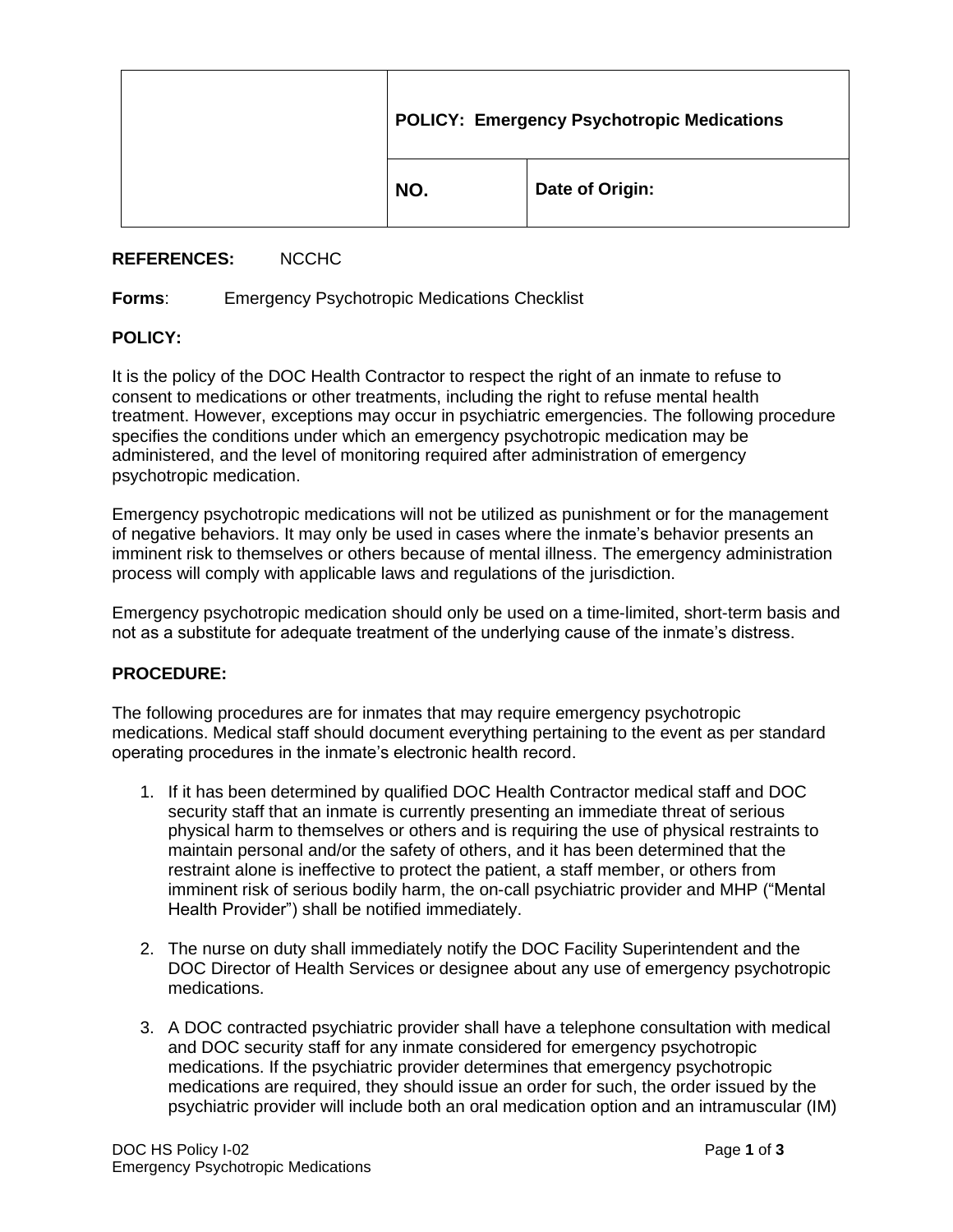| | POLICY: Emergency Psychotropic Medications | |
|---|---|---|
| | **NO.** | **Date of Origin:** |

**REFERENCES:** NCCHC

**Forms**: Emergency Psychotropic Medications Checklist

**POLICY:**

It is the policy of the DOC Health Contractor to respect the right of an inmate to refuse to consent to medications or other treatments, including the right to refuse mental health treatment. However, exceptions may occur in psychiatric emergencies. The following procedure specifies the conditions under which an emergency psychotropic medication may be administered, and the level of monitoring required after administration of emergency psychotropic medication.

Emergency psychotropic medications will not be utilized as punishment or for the management of negative behaviors. It may only be used in cases where the inmate's behavior presents an imminent risk to themselves or others because of mental illness. The emergency administration process will comply with applicable laws and regulations of the jurisdiction.

Emergency psychotropic medication should only be used on a time-limited, short-term basis and not as a substitute for adequate treatment of the underlying cause of the inmate's distress.

**PROCEDURE:**

The following procedures are for inmates that may require emergency psychotropic medications. Medical staff should document everything pertaining to the event as per standard operating procedures in the inmate's electronic health record.

1. If it has been determined by qualified DOC Health Contractor medical staff and DOC security staff that an inmate is currently presenting an immediate threat of serious physical harm to themselves or others and is requiring the use of physical restraints to maintain personal and/or the safety of others, and it has been determined that the restraint alone is ineffective to protect the patient, a staff member, or others from imminent risk of serious bodily harm, the on-call psychiatric provider and MHP ("Mental Health Provider") shall be notified immediately.

2. The nurse on duty shall immediately notify the DOC Facility Superintendent and the DOC Director of Health Services or designee about any use of emergency psychotropic medications.

3. A DOC contracted psychiatric provider shall have a telephone consultation with medical and DOC security staff for any inmate considered for emergency psychotropic medications. If the psychiatric provider determines that emergency psychotropic medications are required, they should issue an order for such, the order issued by the psychiatric provider will include both an oral medication option and an intramuscular (IM)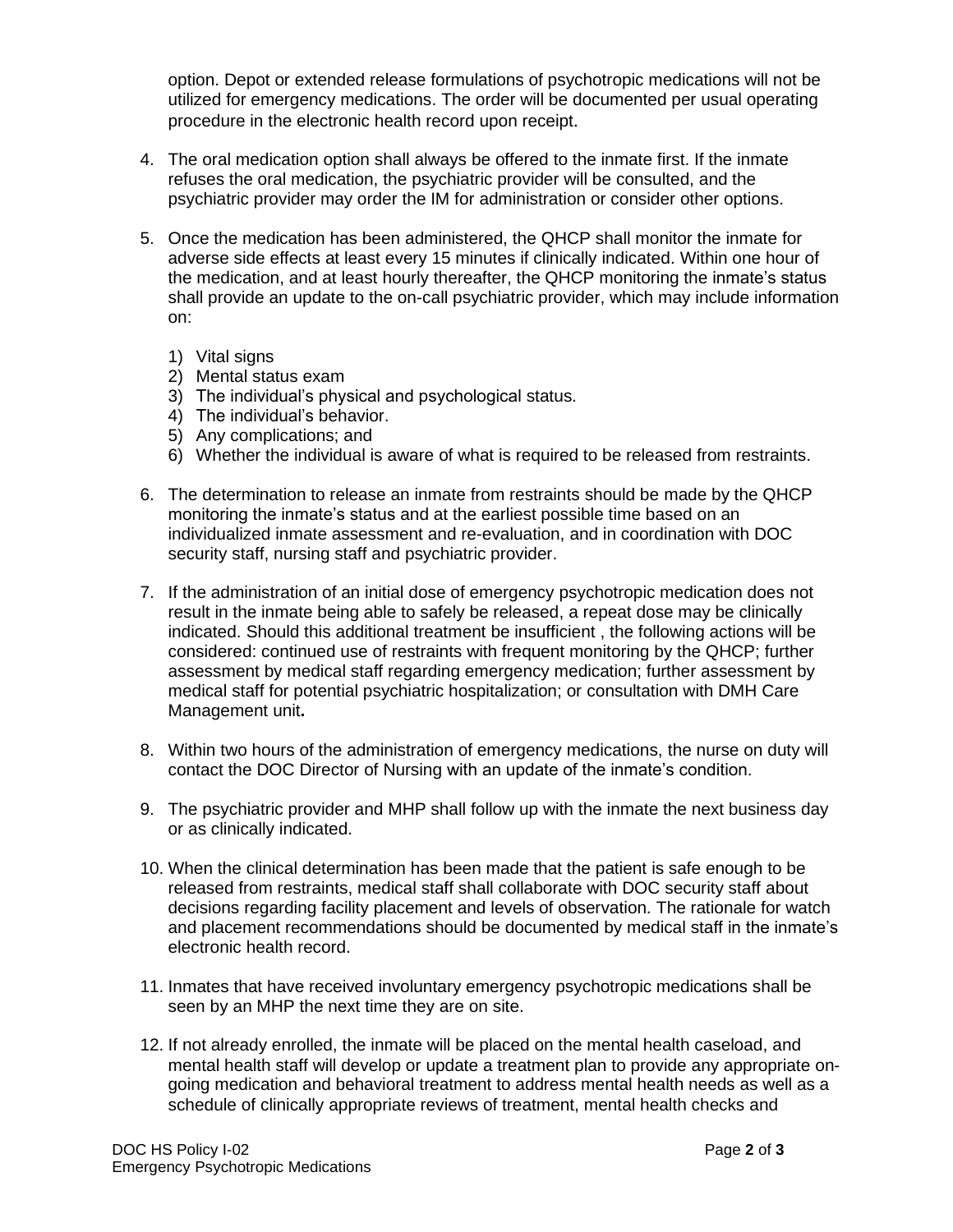option. Depot or extended release formulations of psychotropic medications will not be utilized for emergency medications. The order will be documented per usual operating procedure in the electronic health record upon receipt.

4. The oral medication option shall always be offered to the inmate first. If the inmate refuses the oral medication, the psychiatric provider will be consulted, and the psychiatric provider may order the IM for administration or consider other options.

5. Once the medication has been administered, the QHCP shall monitor the inmate for adverse side effects at least every 15 minutes if clinically indicated. Within one hour of the medication, and at least hourly thereafter, the QHCP monitoring the inmate's status shall provide an update to the on-call psychiatric provider, which may include information on:

   1) Vital signs
   2) Mental status exam
   3) The individual's physical and psychological status.
   4) The individual's behavior.
   5) Any complications; and
   6) Whether the individual is aware of what is required to be released from restraints.

6. The determination to release an inmate from restraints should be made by the QHCP monitoring the inmate's status and at the earliest possible time based on an individualized inmate assessment and re-evaluation, and in coordination with DOC security staff, nursing staff and psychiatric provider.

7. If the administration of an initial dose of emergency psychotropic medication does not result in the inmate being able to safely be released, a repeat dose may be clinically indicated. Should this additional treatment be insufficient , the following actions will be considered: continued use of restraints with frequent monitoring by the QHCP; further assessment by medical staff regarding emergency medication; further assessment by medical staff for potential psychiatric hospitalization; or consultation with DMH Care Management unit**.**

8. Within two hours of the administration of emergency medications, the nurse on duty will contact the DOC Director of Nursing with an update of the inmate's condition.

9. The psychiatric provider and MHP shall follow up with the inmate the next business day or as clinically indicated.

10. When the clinical determination has been made that the patient is safe enough to be released from restraints, medical staff shall collaborate with DOC security staff about decisions regarding facility placement and levels of observation. The rationale for watch and placement recommendations should be documented by medical staff in the inmate's electronic health record.

11. Inmates that have received involuntary emergency psychotropic medications shall be seen by an MHP the next time they are on site.

12. If not already enrolled, the inmate will be placed on the mental health caseload, and mental health staff will develop or update a treatment plan to provide any appropriate on-going medication and behavioral treatment to address mental health needs as well as a schedule of clinically appropriate reviews of treatment, mental health checks and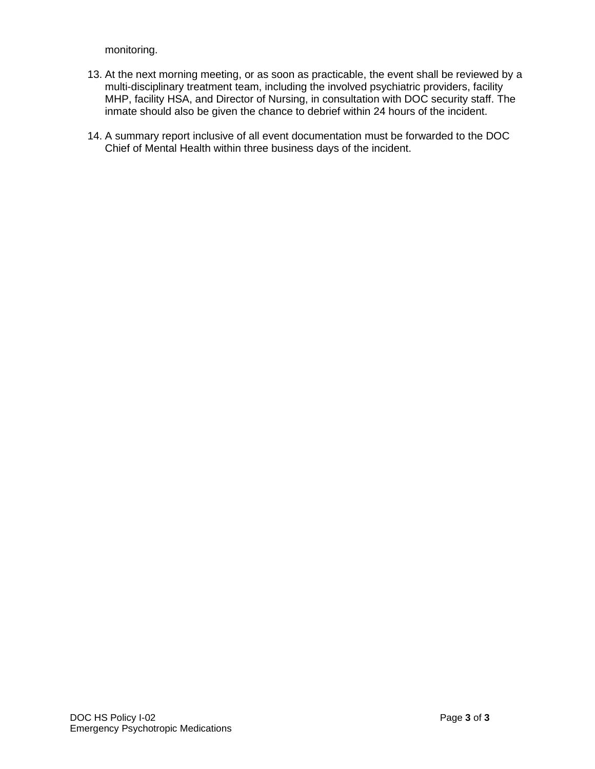monitoring.

13. At the next morning meeting, or as soon as practicable, the event shall be reviewed by a multi-disciplinary treatment team, including the involved psychiatric providers, facility MHP, facility HSA, and Director of Nursing, in consultation with DOC security staff. The inmate should also be given the chance to debrief within 24 hours of the incident.

14. A summary report inclusive of all event documentation must be forwarded to the DOC Chief of Mental Health within three business days of the incident.